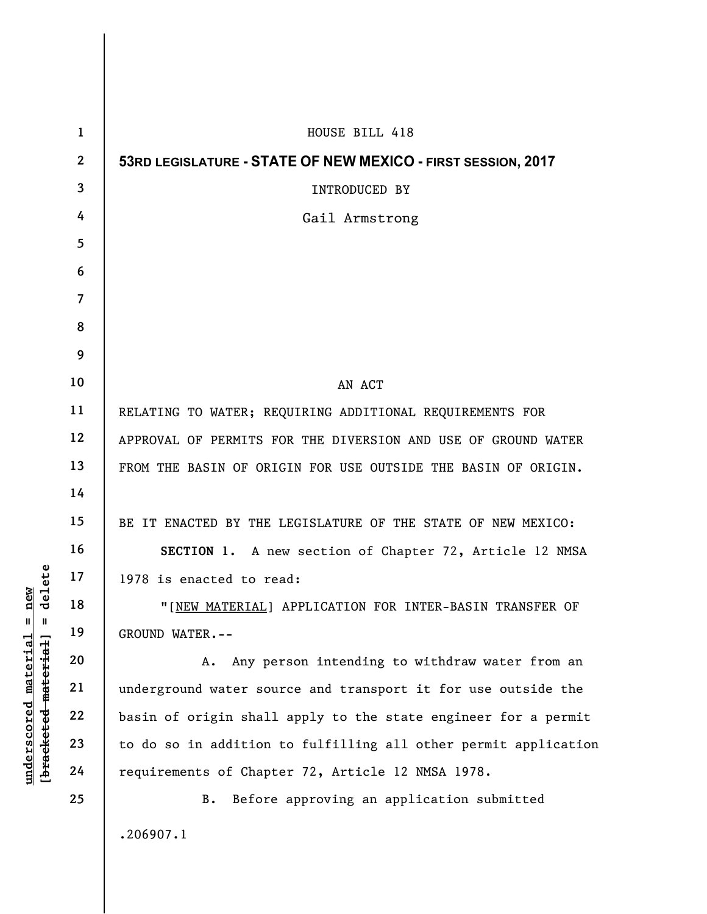HOUSE BILL 418

**53RD LEGISLATURE - STATE OF NEW MEXICO - FIRST SESSION, 2017**

INTRODUCED BY

Gail Armstrong

AN ACT

RELATING TO WATER; REQUIRING ADDITIONAL REQUIREMENTS FOR APPROVAL OF PERMITS FOR THE DIVERSION AND USE OF GROUND WATER FROM THE BASIN OF ORIGIN FOR USE OUTSIDE THE BASIN OF ORIGIN.

BE IT ENACTED BY THE LEGISLATURE OF THE STATE OF NEW MEXICO:

**SECTION 1.** A new section of Chapter 72, Article 12 NMSA 1978 is enacted to read:

"[NEW MATERIAL] APPLICATION FOR INTER-BASIN TRANSFER OF GROUND WATER.--

A. Any person intending to withdraw water from an underground water source and transport it for use outside the basin of origin shall apply to the state engineer for a permit to do so in addition to fulfilling all other permit application requirements of Chapter 72, Article 12 NMSA 1978.

B. Before approving an application submitted

.206907.1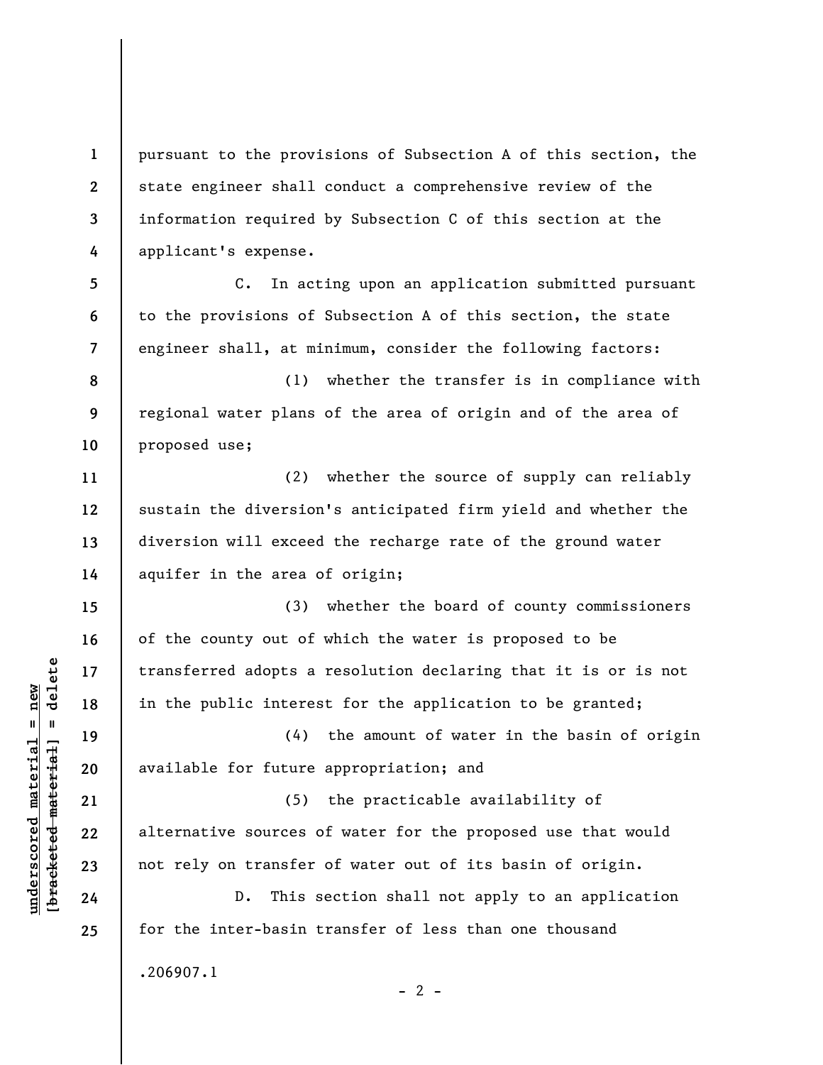pursuant to the provisions of Subsection A of this section, the state engineer shall conduct a comprehensive review of the information required by Subsection C of this section at the applicant's expense.

C. In acting upon an application submitted pursuant to the provisions of Subsection A of this section, the state engineer shall, at minimum, consider the following factors:

(1) whether the transfer is in compliance with regional water plans of the area of origin and of the area of proposed use;

(2) whether the source of supply can reliably sustain the diversion's anticipated firm yield and whether the diversion will exceed the recharge rate of the ground water aquifer in the area of origin;

(3) whether the board of county commissioners of the county out of which the water is proposed to be transferred adopts a resolution declaring that it is or is not in the public interest for the application to be granted;

(4) the amount of water in the basin of origin available for future appropriation; and

(5) the practicable availability of alternative sources of water for the proposed use that would not rely on transfer of water out of its basin of origin.

D. This section shall not apply to an application for the inter-basin transfer of less than one thousand

.206907.1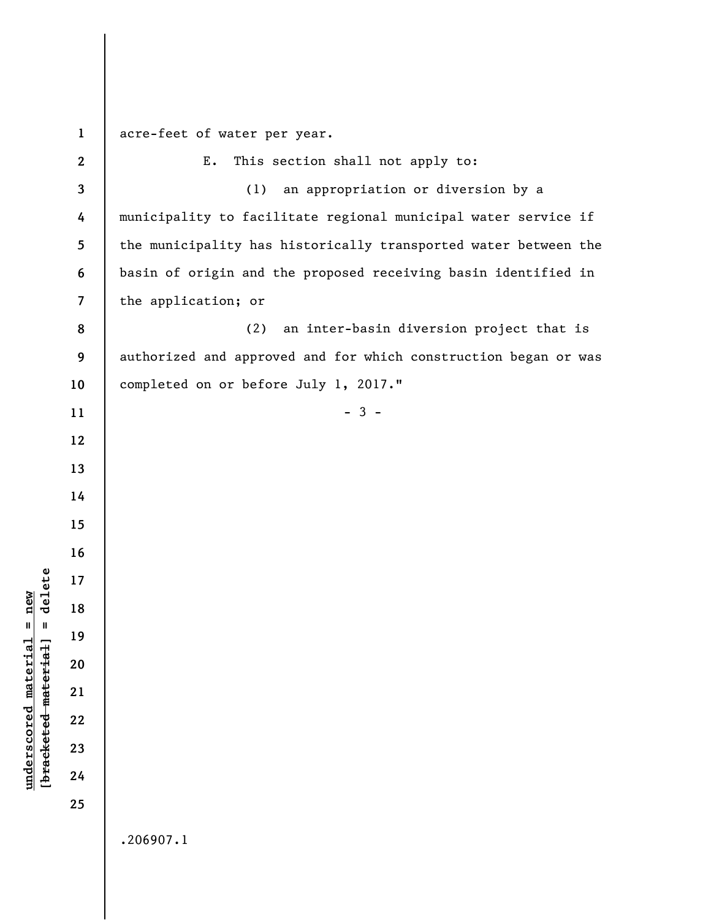acre-feet of water per year.

E. This section shall not apply to:

(1) an appropriation or diversion by a municipality to facilitate regional municipal water service if the municipality has historically transported water between the basin of origin and the proposed receiving basin identified in the application; or

(2) an inter-basin diversion project that is authorized and approved and for which construction began or was completed on or before July 1, 2017."

.206907.1